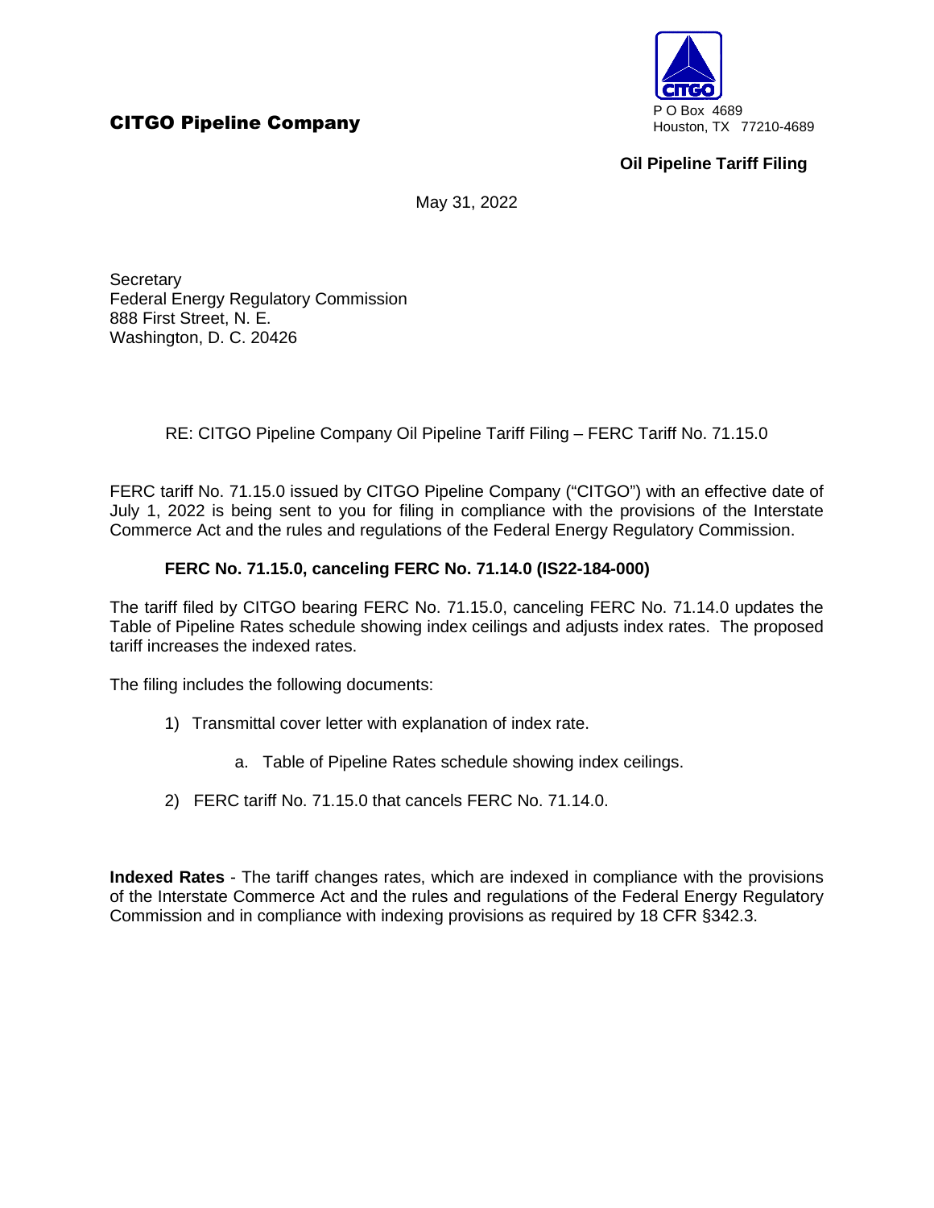**CITGO Pipeline Company**

P O Box 4689
Houston, TX 77210-4689

**Oil Pipeline Tariff Filing**

May 31, 2022

Secretary
Federal Energy Regulatory Commission
888 First Street, N. E.
Washington, D. C. 20426

RE: CITGO Pipeline Company Oil Pipeline Tariff Filing – FERC Tariff No. 71.15.0

FERC tariff No. 71.15.0 issued by CITGO Pipeline Company ("CITGO") with an effective date of July 1, 2022 is being sent to you for filing in compliance with the provisions of the Interstate Commerce Act and the rules and regulations of the Federal Energy Regulatory Commission.

**FERC No. 71.15.0, canceling FERC No. 71.14.0 (IS22-184-000)**

The tariff filed by CITGO bearing FERC No. 71.15.0, canceling FERC No. 71.14.0 updates the Table of Pipeline Rates schedule showing index ceilings and adjusts index rates. The proposed tariff increases the indexed rates.

The filing includes the following documents:

1) Transmittal cover letter with explanation of index rate.
   a. Table of Pipeline Rates schedule showing index ceilings.
2) FERC tariff No. 71.15.0 that cancels FERC No. 71.14.0.

**Indexed Rates** - The tariff changes rates, which are indexed in compliance with the provisions of the Interstate Commerce Act and the rules and regulations of the Federal Energy Regulatory Commission and in compliance with indexing provisions as required by 18 CFR §342.3.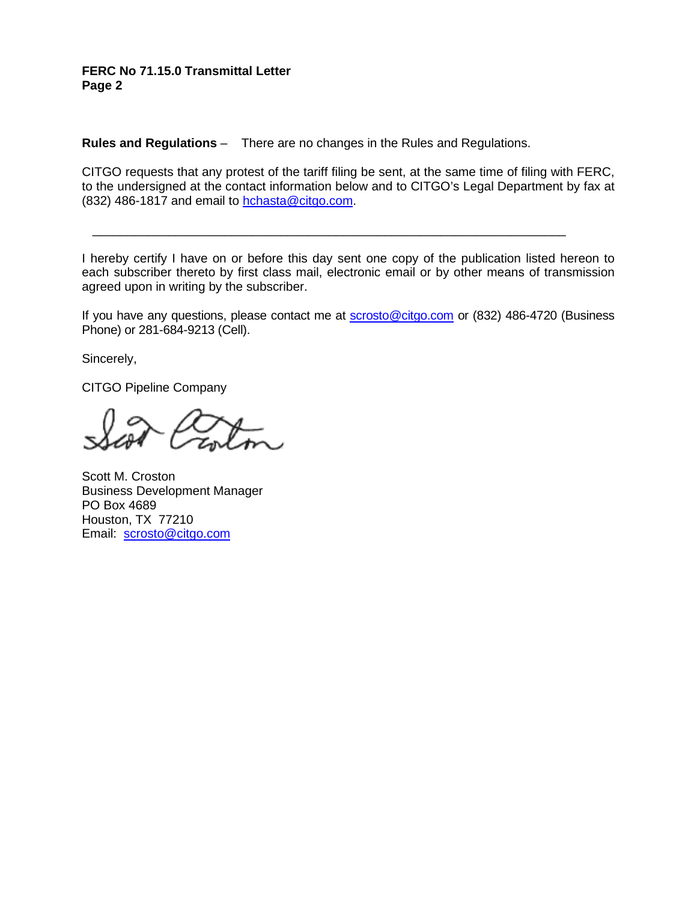**Rules and Regulations** – There are no changes in the Rules and Regulations.

CITGO requests that any protest of the tariff filing be sent, at the same time of filing with FERC, to the undersigned at the contact information below and to CITGO's Legal Department by fax at (832) 486-1817 and email to hchasta@citgo.com.

---

I hereby certify I have on or before this day sent one copy of the publication listed hereon to each subscriber thereto by first class mail, electronic email or by other means of transmission agreed upon in writing by the subscriber.

If you have any questions, please contact me at scrosto@citgo.com or (832) 486-4720 (Business Phone) or 281-684-9213 (Cell).

Sincerely,

CITGO Pipeline Company

Scott M. Croston
Business Development Manager
PO Box 4689
Houston, TX 77210
Email: scrosto@citgo.com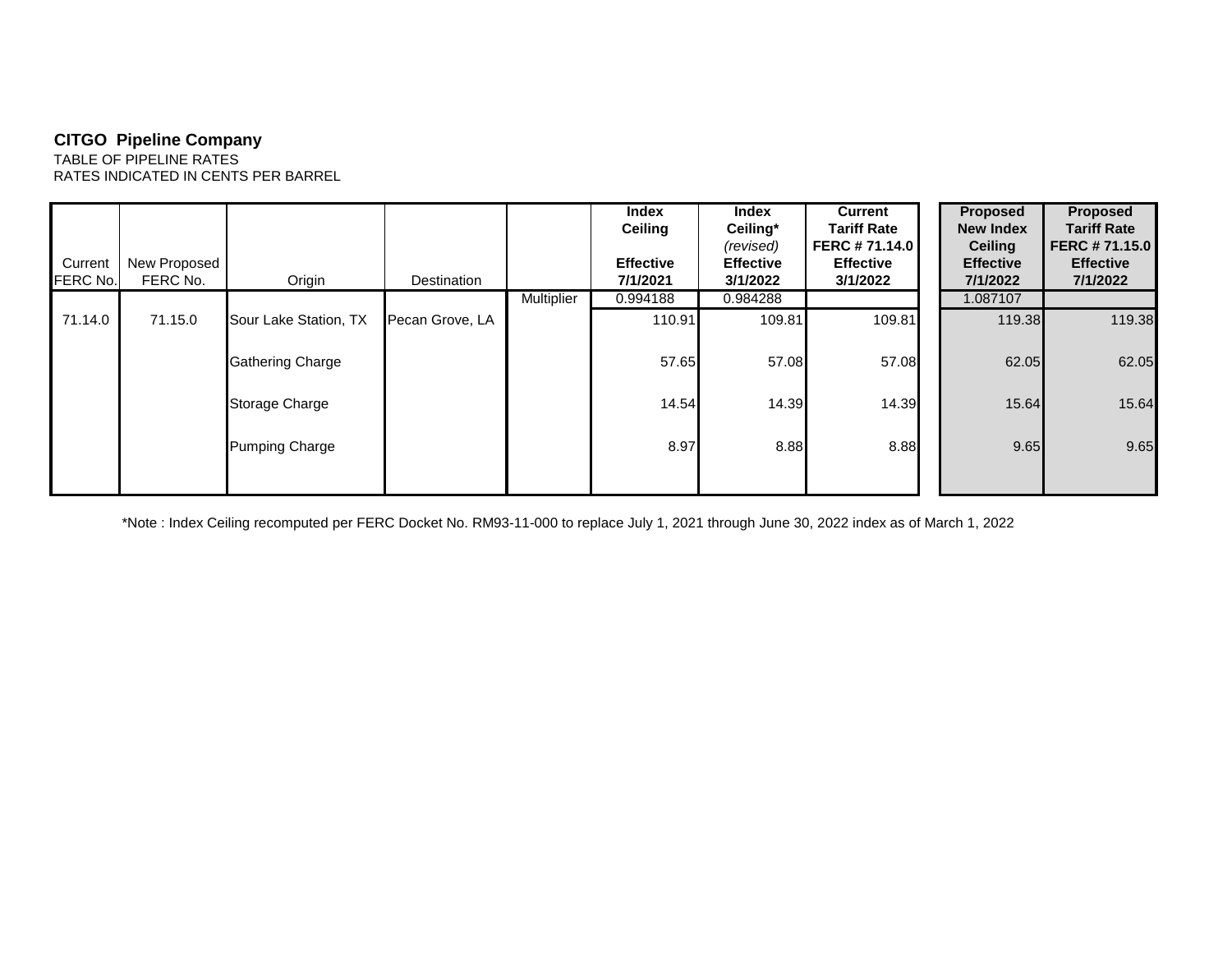**CITGO Pipeline Company**

TABLE OF PIPELINE RATES

RATES INDICATED IN CENTS PER BARREL

| Current FERC No. | New Proposed FERC No. | Origin | Destination | | Index Ceiling Effective 7/1/2021 | Index Ceiling* *(revised)* Effective 3/1/2022 | Current Tariff Rate FERC # 71.14.0 Effective 3/1/2022 | Proposed New Index Ceiling Effective 7/1/2022 | Proposed Tariff Rate FERC # 71.15.0 Effective 7/1/2022 |
|---|---|---|---|---|---|---|---|---|---|
| | | | | Multiplier | 0.994188 | 0.984288 | | 1.087107 | |
| 71.14.0 | 71.15.0 | Sour Lake Station, TX | Pecan Grove, LA | | 110.91 | 109.81 | 109.81 | 119.38 | 119.38 |
| | | Gathering Charge | | | 57.65 | 57.08 | 57.08 | 62.05 | 62.05 |
| | | Storage Charge | | | 14.54 | 14.39 | 14.39 | 15.64 | 15.64 |
| | | Pumping Charge | | | 8.97 | 8.88 | 8.88 | 9.65 | 9.65 |

*Note : Index Ceiling recomputed per FERC Docket No. RM93-11-000 to replace July 1, 2021 through June 30, 2022 index as of March 1, 2022